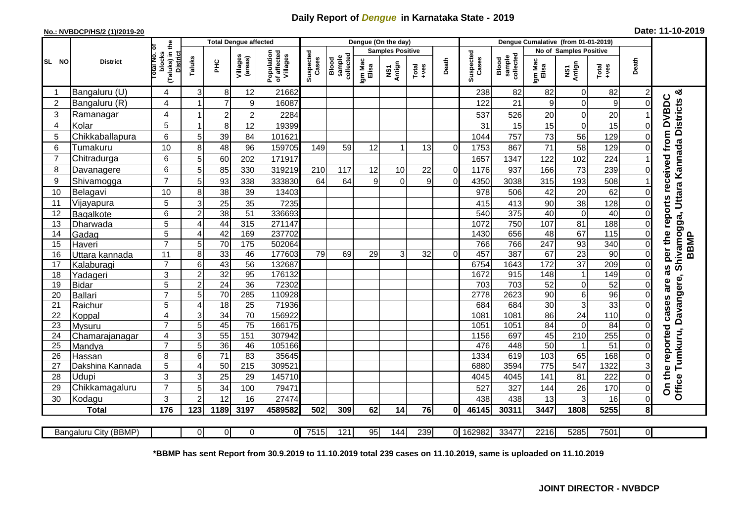# Daily Report of *Dengue* in Karnataka State - 2019

**No.: NVBDCP/HS/2 (1)/2019-20**

**Date: 11-10-2019**

| SL NO | District | Total No. of blocks (Taluks) in the District | Total Dengue affected | | | | Dengue (On the day) | | | | | | Dengue Cumalative (from 01-01-2019) | | | | | | Remarks |
|---|---|---|---|---|---|---|---|---|---|---|---|---|---|---|---|---|---|---|---|
| | | | Taluks | PHC | Villages (areas) | Population of affected Villages | Suspected Cases | Blood sample collected | Samples Positive | | | Death | Suspected Cases | Blood sample collected | No of Samples Positive | | | Death | |
| | | | | | | | | | Igm Mac Elisa | NS1 Antign | Total +ves | | | | Igm Mac Elisa | NS1 Antign | Total +ves | | |
| 1 | Bangaluru (U) | 4 | 3 | 8 | 12 | 21662 | | | | | | | 238 | 82 | 82 | 0 | 82 | 2 | On the reported cases are as per the reports received from DVBDC Office Tumkuru, Davangere, Shivamogga, Uttara Kannada Districts & BBMP |
| 2 | Bangaluru (R) | 4 | 1 | 7 | 9 | 16087 | | | | | | | 122 | 21 | 9 | 0 | 9 | 0 | |
| 3 | Ramanagar | 4 | 1 | 2 | 2 | 2284 | | | | | | | 537 | 526 | 20 | 0 | 20 | 1 | |
| 4 | Kolar | 5 | 1 | 8 | 12 | 19399 | | | | | | | 31 | 15 | 15 | 0 | 15 | 0 | |
| 5 | Chikkaballapura | 6 | 5 | 39 | 84 | 101621 | | | | | | | 1044 | 757 | 73 | 56 | 129 | 0 | |
| 6 | Tumakuru | 10 | 8 | 48 | 96 | 159705 | 149 | 59 | 12 | 1 | 13 | 0 | 1753 | 867 | 71 | 58 | 129 | 0 | |
| 7 | Chitradurga | 6 | 5 | 60 | 202 | 171917 | | | | | | | 1657 | 1347 | 122 | 102 | 224 | 1 | |
| 8 | Davanagere | 6 | 5 | 85 | 330 | 319219 | 210 | 117 | 12 | 10 | 22 | 0 | 1176 | 937 | 166 | 73 | 239 | 0 | |
| 9 | Shivamogga | 7 | 5 | 93 | 338 | 333830 | 64 | 64 | 9 | 0 | 9 | 0 | 4350 | 3038 | 315 | 193 | 508 | 1 | |
| 10 | Belagavi | 10 | 8 | 38 | 39 | 13403 | | | | | | | 978 | 506 | 42 | 20 | 62 | 0 | |
| 11 | Vijayapura | 5 | 3 | 25 | 35 | 7235 | | | | | | | 415 | 413 | 90 | 38 | 128 | 0 | |
| 12 | Bagalkote | 6 | 2 | 38 | 51 | 336693 | | | | | | | 540 | 375 | 40 | 0 | 40 | 0 | |
| 13 | Dharwada | 5 | 4 | 44 | 315 | 271147 | | | | | | | 1072 | 750 | 107 | 81 | 188 | 0 | |
| 14 | Gadag | 5 | 4 | 42 | 169 | 237702 | | | | | | | 1430 | 656 | 48 | 67 | 115 | 0 | |
| 15 | Haveri | 7 | 5 | 70 | 175 | 502064 | | | | | | | 766 | 766 | 247 | 93 | 340 | 0 | |
| 16 | Uttara kannada | 11 | 8 | 33 | 46 | 177603 | 79 | 69 | 29 | 3 | 32 | 0 | 457 | 387 | 67 | 23 | 90 | 0 | |
| 17 | Kalaburagi | 7 | 6 | 43 | 56 | 132687 | | | | | | | 6754 | 1643 | 172 | 37 | 209 | 0 | |
| 18 | Yadageri | 3 | 2 | 32 | 95 | 176132 | | | | | | | 1672 | 915 | 148 | 1 | 149 | 0 | |
| 19 | Bidar | 5 | 2 | 24 | 36 | 72302 | | | | | | | 703 | 703 | 52 | 0 | 52 | 0 | |
| 20 | Ballari | 7 | 5 | 70 | 285 | 110928 | | | | | | | 2778 | 2623 | 90 | 6 | 96 | 0 | |
| 21 | Raichur | 5 | 4 | 18 | 25 | 71936 | | | | | | | 684 | 684 | 30 | 3 | 33 | 0 | |
| 22 | Koppal | 4 | 3 | 34 | 70 | 156922 | | | | | | | 1081 | 1081 | 86 | 24 | 110 | 0 | |
| 23 | Mysuru | 7 | 5 | 45 | 75 | 166175 | | | | | | | 1051 | 1051 | 84 | 0 | 84 | 0 | |
| 24 | Chamarajanagar | 4 | 3 | 55 | 151 | 307942 | | | | | | | 1156 | 697 | 45 | 210 | 255 | 0 | |
| 25 | Mandya | 7 | 5 | 36 | 46 | 105166 | | | | | | | 476 | 448 | 50 | 1 | 51 | 0 | |
| 26 | Hassan | 8 | 6 | 71 | 83 | 35645 | | | | | | | 1334 | 619 | 103 | 65 | 168 | 0 | |
| 27 | Dakshina Kannada | 5 | 4 | 50 | 215 | 309521 | | | | | | | 6880 | 3594 | 775 | 547 | 1322 | 3 | |
| 28 | Udupi | 3 | 3 | 25 | 29 | 145710 | | | | | | | 4045 | 4045 | 141 | 81 | 222 | 0 | |
| 29 | Chikkamagaluru | 7 | 5 | 34 | 100 | 79471 | | | | | | | 527 | 327 | 144 | 26 | 170 | 0 | |
| 30 | Kodagu | 3 | 2 | 12 | 16 | 27474 | | | | | | | 438 | 438 | 13 | 3 | 16 | 0 | |
| **Total** | | **176** | **123** | **1189** | **3197** | **4589582** | **502** | **309** | **62** | **14** | **76** | **0** | **46145** | **30311** | **3447** | **1808** | **5255** | **8** | |

| Bangaluru City (BBMP) | | 0 | 0 | 0 | 0 | 7515 | 121 | 95 | 144 | 239 | 0 | 162982 | 33477 | 2216 | 5285 | 7501 | 0 |
|---|---|---|---|---|---|---|---|---|---|---|---|---|---|---|---|---|---|

**\*BBMP has sent Report from 30.9.2019 to 11.10.2019 total 239 cases on 11.10.2019, same is uploaded on 11.10.2019**

**JOINT DIRECTOR - NVBDCP**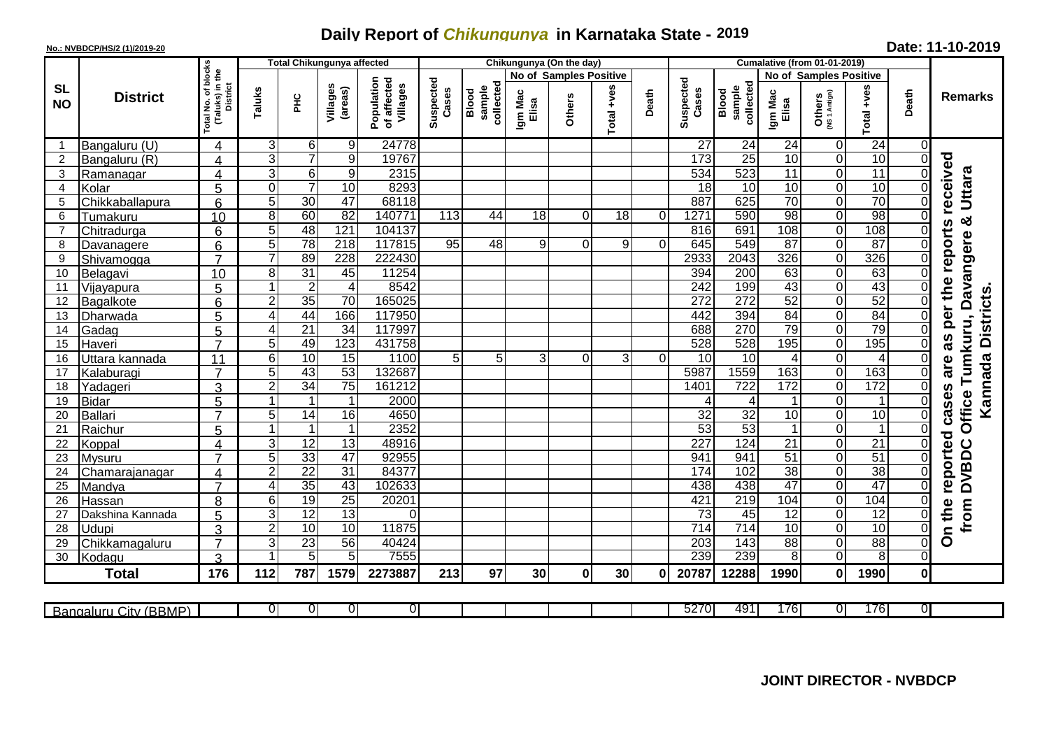# Daily Report of *Chikungunya* in Karnataka State - 2019

**No.: NVBDCP/HS/2 (1)/2019-20**

**Date: 11-10-2019**

| SL NO | District | Total No. of blocks (Taluks) in the District | Total Chikungunya affected | | | | Chikungunya (On the day) | | | | | | | Cumalative (from 01-01-2019) | | | | | | | Remarks |
|---|---|---|---|---|---|---|---|---|---|---|---|---|---|---|---|---|---|---|---|---|---|
| | | | Taluks | PHC | Villages (areas) | Population of affected Villages | Suspected Cases | Blood sample collected | No of Samples Positive | | | Death | Suspected Cases | Blood sample collected | No of Samples Positive | | | Death | |
| | | | | | | | | | Igm Mac Elisa | Others | Total +ves | | | | Igm Mac Elisa | Others (NS 1 Antign) | Total +ves | | |
| 1 | Bangaluru (U) | 4 | 3 | 6 | 9 | 24778 | | | | | | | 27 | 24 | 24 | 0 | 24 | 0 | On the reported cases are as per the reports received from DVBDC Office Tumkuru, Davangere & Uttara Kannada Districts. |
| 2 | Bangaluru (R) | 4 | 3 | 7 | 9 | 19767 | | | | | | | 173 | 25 | 10 | 0 | 10 | 0 | |
| 3 | Ramanagar | 4 | 3 | 6 | 9 | 2315 | | | | | | | 534 | 523 | 11 | 0 | 11 | 0 | |
| 4 | Kolar | 5 | 0 | 7 | 10 | 8293 | | | | | | | 18 | 10 | 10 | 0 | 10 | 0 | |
| 5 | Chikkaballapura | 6 | 5 | 30 | 47 | 68118 | | | | | | | 887 | 625 | 70 | 0 | 70 | 0 | |
| 6 | Tumakuru | 10 | 8 | 60 | 82 | 140771 | 113 | 44 | 18 | 0 | 18 | 0 | 1271 | 590 | 98 | 0 | 98 | 0 | |
| 7 | Chitradurga | 6 | 5 | 48 | 121 | 104137 | | | | | | | 816 | 691 | 108 | 0 | 108 | 0 | |
| 8 | Davanagere | 6 | 5 | 78 | 218 | 117815 | 95 | 48 | 9 | 0 | 9 | 0 | 645 | 549 | 87 | 0 | 87 | 0 | |
| 9 | Shivamogga | 7 | 7 | 89 | 228 | 222430 | | | | | | | 2933 | 2043 | 326 | 0 | 326 | 0 | |
| 10 | Belagavi | 10 | 8 | 31 | 45 | 11254 | | | | | | | 394 | 200 | 63 | 0 | 63 | 0 | |
| 11 | Vijayapura | 5 | 1 | 2 | 4 | 8542 | | | | | | | 242 | 199 | 43 | 0 | 43 | 0 | |
| 12 | Bagalkote | 6 | 2 | 35 | 70 | 165025 | | | | | | | 272 | 272 | 52 | 0 | 52 | 0 | |
| 13 | Dharwada | 5 | 4 | 44 | 166 | 117950 | | | | | | | 442 | 394 | 84 | 0 | 84 | 0 | |
| 14 | Gadag | 5 | 4 | 21 | 34 | 117997 | | | | | | | 688 | 270 | 79 | 0 | 79 | 0 | |
| 15 | Haveri | 7 | 5 | 49 | 123 | 431758 | | | | | | | 528 | 528 | 195 | 0 | 195 | 0 | |
| 16 | Uttara kannada | 11 | 6 | 10 | 15 | 1100 | 5 | 5 | 3 | 0 | 3 | 0 | 10 | 10 | 4 | 0 | 4 | 0 | |
| 17 | Kalaburagi | 7 | 5 | 43 | 53 | 132687 | | | | | | | 5987 | 1559 | 163 | 0 | 163 | 0 | |
| 18 | Yadageri | 3 | 2 | 34 | 75 | 161212 | | | | | | | 1401 | 722 | 172 | 0 | 172 | 0 | |
| 19 | Bidar | 5 | 1 | 1 | 1 | 2000 | | | | | | | 4 | 4 | 1 | 0 | 1 | 0 | |
| 20 | Ballari | 7 | 5 | 14 | 16 | 4650 | | | | | | | 32 | 32 | 10 | 0 | 10 | 0 | |
| 21 | Raichur | 5 | 1 | 1 | 1 | 2352 | | | | | | | 53 | 53 | 1 | 0 | 1 | 0 | |
| 22 | Koppal | 4 | 3 | 12 | 13 | 48916 | | | | | | | 227 | 124 | 21 | 0 | 21 | 0 | |
| 23 | Mysuru | 7 | 5 | 33 | 47 | 92955 | | | | | | | 941 | 941 | 51 | 0 | 51 | 0 | |
| 24 | Chamarajanagar | 4 | 2 | 22 | 31 | 84377 | | | | | | | 174 | 102 | 38 | 0 | 38 | 0 | |
| 25 | Mandya | 7 | 4 | 35 | 43 | 102633 | | | | | | | 438 | 438 | 47 | 0 | 47 | 0 | |
| 26 | Hassan | 8 | 6 | 19 | 25 | 20201 | | | | | | | 421 | 219 | 104 | 0 | 104 | 0 | |
| 27 | Dakshina Kannada | 5 | 3 | 12 | 13 | 0 | | | | | | | 73 | 45 | 12 | 0 | 12 | 0 | |
| 28 | Udupi | 3 | 2 | 10 | 10 | 11875 | | | | | | | 714 | 714 | 10 | 0 | 10 | 0 | |
| 29 | Chikkamagaluru | 7 | 3 | 23 | 56 | 40424 | | | | | | | 203 | 143 | 88 | 0 | 88 | 0 | |
| 30 | Kodagu | 3 | 1 | 5 | 5 | 7555 | | | | | | | 239 | 239 | 8 | 0 | 8 | 0 | |
| **Total** | | **176** | **112** | **787** | **1579** | **2273887** | **213** | **97** | **30** | **0** | **30** | **0** | **20787** | **12288** | **1990** | **0** | **1990** | **0** | |

| | | | | | | | | | | | | | | | | | | | |
|---|---|---|---|---|---|---|---|---|---|---|---|---|---|---|---|---|---|---|---|
| Bangaluru City (BBMP) | | 0 | 0 | 0 | 0 | | | | | | | 5270 | 491 | 176 | 0 | 176 | 0 | |

**JOINT DIRECTOR - NVBDCP**